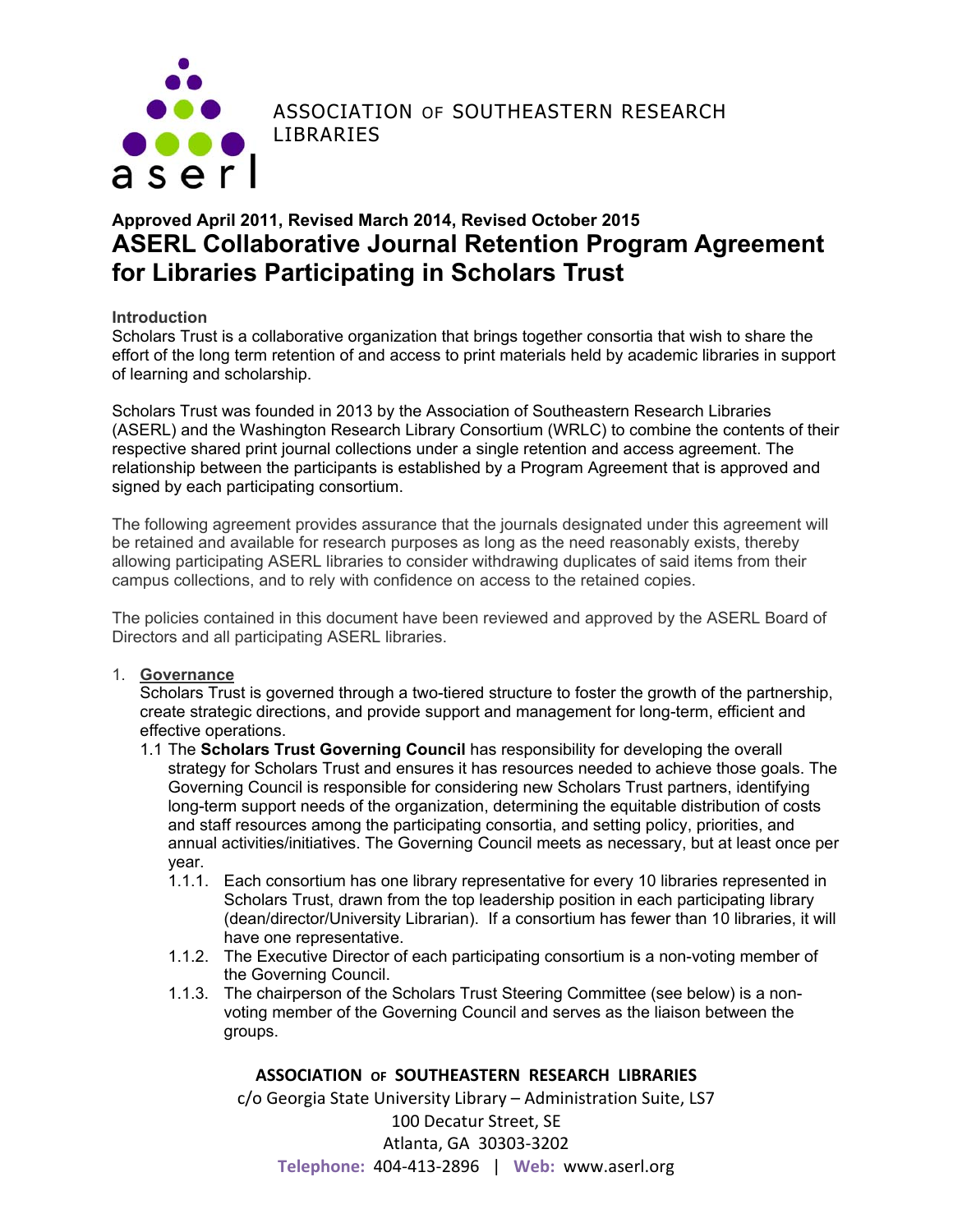ASSOCIATION OF SOUTHEASTERN RESEARCH LIBRARIES

**Approved April 2011, Revised March 2014, Revised October 2015**

# ASERL Collaborative Journal Retention Program Agreement for Libraries Participating in Scholars Trust

**Introduction**

Scholars Trust is a collaborative organization that brings together consortia that wish to share the effort of the long term retention of and access to print materials held by academic libraries in support of learning and scholarship.

Scholars Trust was founded in 2013 by the Association of Southeastern Research Libraries (ASERL) and the Washington Research Library Consortium (WRLC) to combine the contents of their respective shared print journal collections under a single retention and access agreement. The relationship between the participants is established by a Program Agreement that is approved and signed by each participating consortium.

The following agreement provides assurance that the journals designated under this agreement will be retained and available for research purposes as long as the need reasonably exists, thereby allowing participating ASERL libraries to consider withdrawing duplicates of said items from their campus collections, and to rely with confidence on access to the retained copies.

The policies contained in this document have been reviewed and approved by the ASERL Board of Directors and all participating ASERL libraries.

1. **Governance**

   Scholars Trust is governed through a two-tiered structure to foster the growth of the partnership, create strategic directions, and provide support and management for long-term, efficient and effective operations.

   1.1 The **Scholars Trust Governing Council** has responsibility for developing the overall strategy for Scholars Trust and ensures it has resources needed to achieve those goals. The Governing Council is responsible for considering new Scholars Trust partners, identifying long-term support needs of the organization, determining the equitable distribution of costs and staff resources among the participating consortia, and setting policy, priorities, and annual activities/initiatives. The Governing Council meets as necessary, but at least once per year.

   1.1.1. Each consortium has one library representative for every 10 libraries represented in Scholars Trust, drawn from the top leadership position in each participating library (dean/director/University Librarian). If a consortium has fewer than 10 libraries, it will have one representative.

   1.1.2. The Executive Director of each participating consortium is a non-voting member of the Governing Council.

   1.1.3. The chairperson of the Scholars Trust Steering Committee (see below) is a non-voting member of the Governing Council and serves as the liaison between the groups.

**ASSOCIATION OF SOUTHEASTERN RESEARCH LIBRARIES**
c/o Georgia State University Library – Administration Suite, LS7
100 Decatur Street, SE
Atlanta, GA 30303-3202
**Telephone:** 404-413-2896 | **Web:** www.aserl.org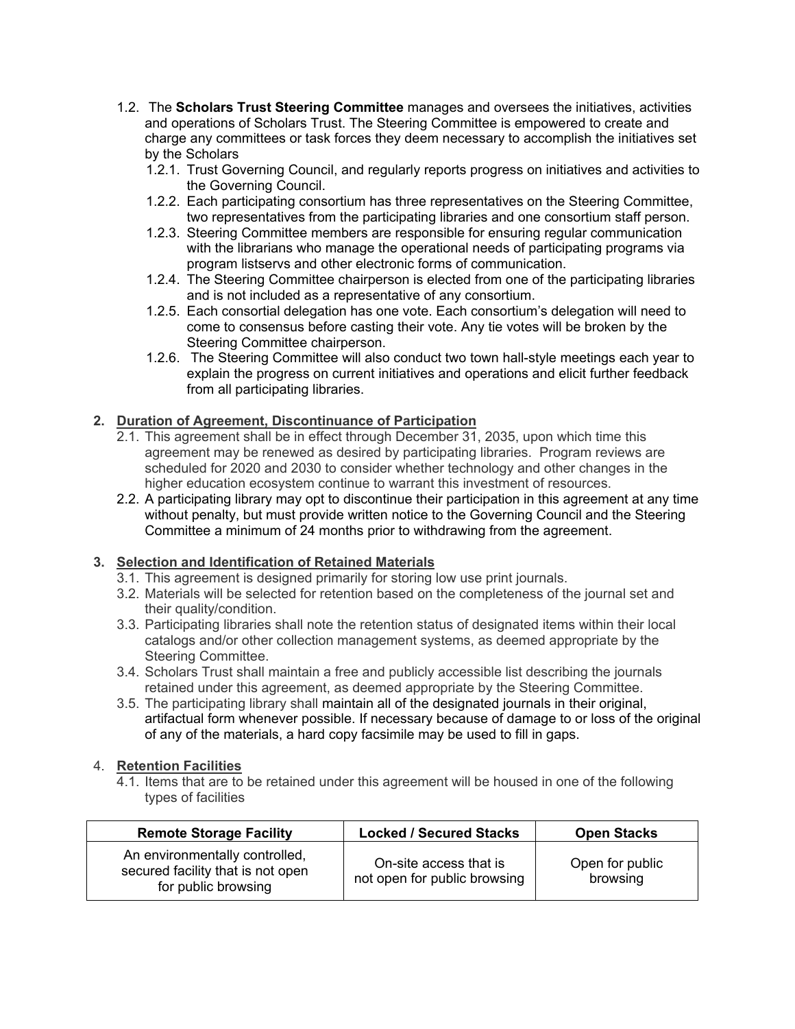1.2. The **Scholars Trust Steering Committee** manages and oversees the initiatives, activities and operations of Scholars Trust. The Steering Committee is empowered to create and charge any committees or task forces they deem necessary to accomplish the initiatives set by the Scholars

1.2.1. Trust Governing Council, and regularly reports progress on initiatives and activities to the Governing Council.

1.2.2. Each participating consortium has three representatives on the Steering Committee, two representatives from the participating libraries and one consortium staff person.

1.2.3. Steering Committee members are responsible for ensuring regular communication with the librarians who manage the operational needs of participating programs via program listservs and other electronic forms of communication.

1.2.4. The Steering Committee chairperson is elected from one of the participating libraries and is not included as a representative of any consortium.

1.2.5. Each consortial delegation has one vote. Each consortium's delegation will need to come to consensus before casting their vote. Any tie votes will be broken by the Steering Committee chairperson.

1.2.6. The Steering Committee will also conduct two town hall-style meetings each year to explain the progress on current initiatives and operations and elicit further feedback from all participating libraries.

## 2. Duration of Agreement, Discontinuance of Participation

2.1. This agreement shall be in effect through December 31, 2035, upon which time this agreement may be renewed as desired by participating libraries. Program reviews are scheduled for 2020 and 2030 to consider whether technology and other changes in the higher education ecosystem continue to warrant this investment of resources.

2.2. A participating library may opt to discontinue their participation in this agreement at any time without penalty, but must provide written notice to the Governing Council and the Steering Committee a minimum of 24 months prior to withdrawing from the agreement.

## 3. Selection and Identification of Retained Materials

3.1. This agreement is designed primarily for storing low use print journals.

3.2. Materials will be selected for retention based on the completeness of the journal set and their quality/condition.

3.3. Participating libraries shall note the retention status of designated items within their local catalogs and/or other collection management systems, as deemed appropriate by the Steering Committee.

3.4. Scholars Trust shall maintain a free and publicly accessible list describing the journals retained under this agreement, as deemed appropriate by the Steering Committee.

3.5. The participating library shall maintain all of the designated journals in their original, artifactual form whenever possible. If necessary because of damage to or loss of the original of any of the materials, a hard copy facsimile may be used to fill in gaps.

## 4. Retention Facilities

4.1. Items that are to be retained under this agreement will be housed in one of the following types of facilities

| Remote Storage Facility | Locked / Secured Stacks | Open Stacks |
|---|---|---|
| An environmentally controlled, secured facility that is not open for public browsing | On-site access that is not open for public browsing | Open for public browsing |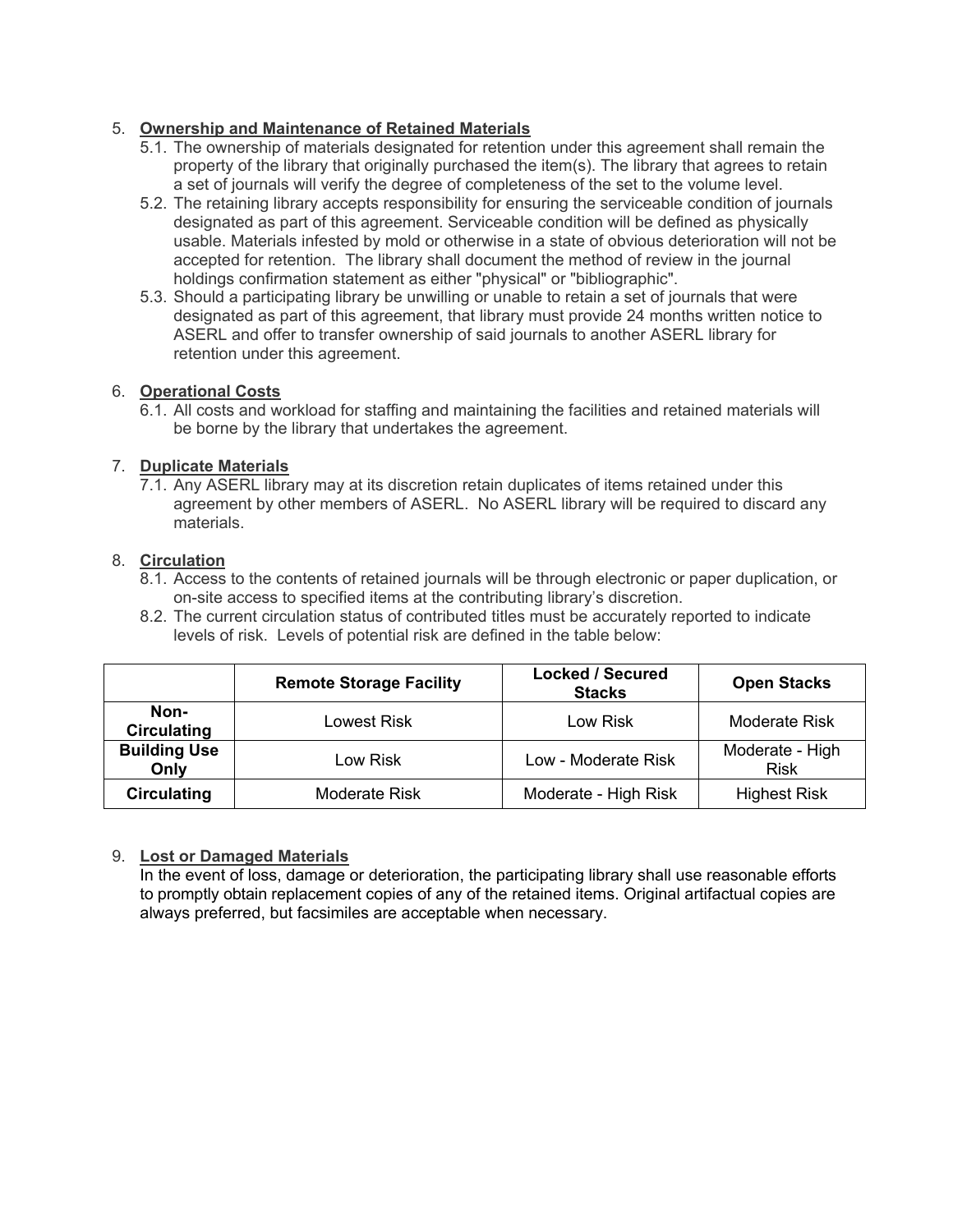5. **Ownership and Maintenance of Retained Materials**
   5.1. The ownership of materials designated for retention under this agreement shall remain the property of the library that originally purchased the item(s). The library that agrees to retain a set of journals will verify the degree of completeness of the set to the volume level.
   5.2. The retaining library accepts responsibility for ensuring the serviceable condition of journals designated as part of this agreement. Serviceable condition will be defined as physically usable. Materials infested by mold or otherwise in a state of obvious deterioration will not be accepted for retention. The library shall document the method of review in the journal holdings confirmation statement as either "physical" or "bibliographic".
   5.3. Should a participating library be unwilling or unable to retain a set of journals that were designated as part of this agreement, that library must provide 24 months written notice to ASERL and offer to transfer ownership of said journals to another ASERL library for retention under this agreement.

6. **Operational Costs**
   6.1. All costs and workload for staffing and maintaining the facilities and retained materials will be borne by the library that undertakes the agreement.

7. **Duplicate Materials**
   7.1. Any ASERL library may at its discretion retain duplicates of items retained under this agreement by other members of ASERL. No ASERL library will be required to discard any materials.

8. **Circulation**
   8.1. Access to the contents of retained journals will be through electronic or paper duplication, or on-site access to specified items at the contributing library's discretion.
   8.2. The current circulation status of contributed titles must be accurately reported to indicate levels of risk. Levels of potential risk are defined in the table below:

| | Remote Storage Facility | Locked / Secured Stacks | Open Stacks |
|---|---|---|---|
| **Non-Circulating** | Lowest Risk | Low Risk | Moderate Risk |
| **Building Use Only** | Low Risk | Low - Moderate Risk | Moderate - High Risk |
| **Circulating** | Moderate Risk | Moderate - High Risk | Highest Risk |

9. **Lost or Damaged Materials**
   In the event of loss, damage or deterioration, the participating library shall use reasonable efforts to promptly obtain replacement copies of any of the retained items. Original artifactual copies are always preferred, but facsimiles are acceptable when necessary.